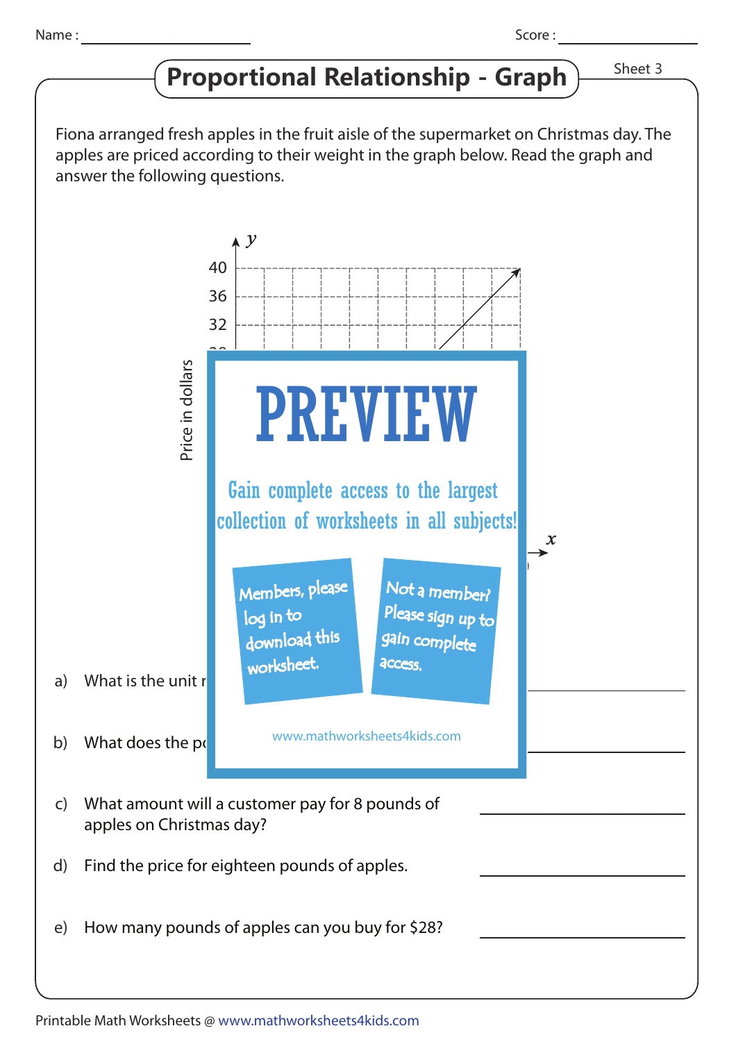Name : ____________  Score : ____________

# Proportional Relationship - Graph

Sheet 3

Fiona arranged fresh apples in the fruit aisle of the supermarket on Christmas day. The apples are priced according to their weight in the graph below. Read the graph and answer the following questions.

PREVIEW

Gain complete access to the largest collection of worksheets in all subjects!

Members, please log in to download this worksheet.

Not a member? Please sign up to gain complete access.

www.mathworksheets4kids.com

a) What is the unit r

b) What does the po

c) What amount will a customer pay for 8 pounds of apples on Christmas day? ____________

d) Find the price for eighteen pounds of apples. ____________

e) How many pounds of apples can you buy for $28? ____________

Printable Math Worksheets @ www.mathworksheets4kids.com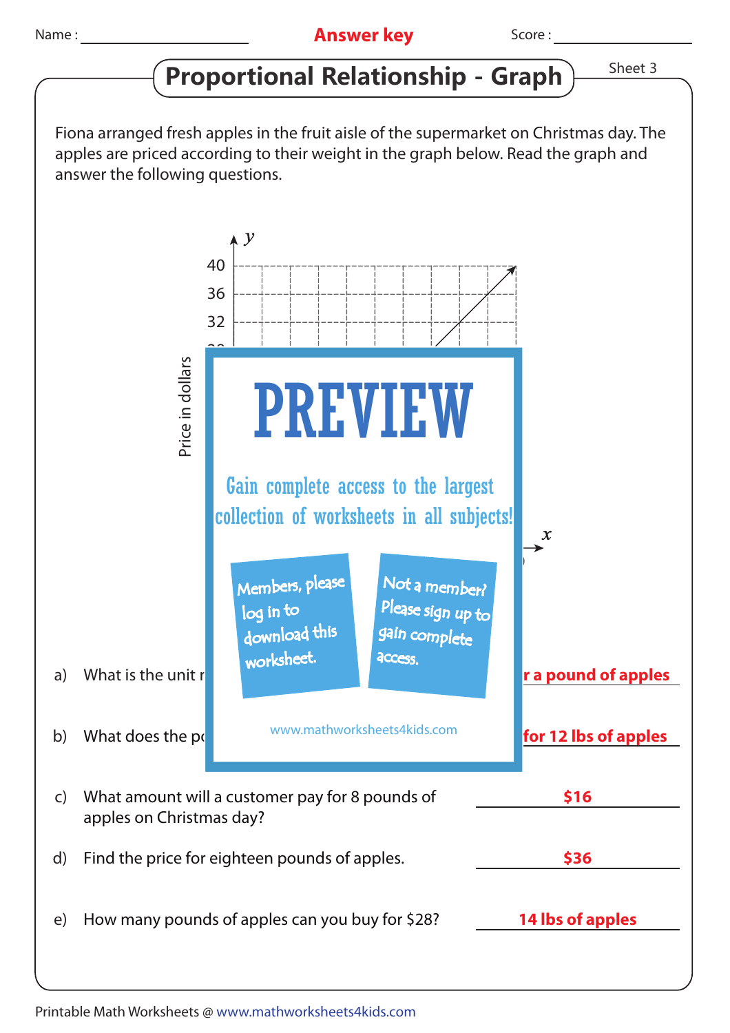Name : Answer key Score :

# Proportional Relationship - Graph

Sheet 3

Fiona arranged fresh apples in the fruit aisle of the supermarket on Christmas day. The apples are priced according to their weight in the graph below. Read the graph and answer the following questions.

y

40

36

32

Price in dollars

x

PREVIEW

Gain complete access to the largest collection of worksheets in all subjects!

Members, please log in to download this worksheet.

Not a member? Please sign up to gain complete access.

www.mathworksheets4kids.com

a) What is the unit r **r a pound of apples**

b) What does the p **for 12 lbs of apples**

c) What amount will a customer pay for 8 pounds of apples on Christmas day? **$16**

d) Find the price for eighteen pounds of apples. **$36**

e) How many pounds of apples can you buy for $28? **14 lbs of apples**

Printable Math Worksheets @ www.mathworksheets4kids.com